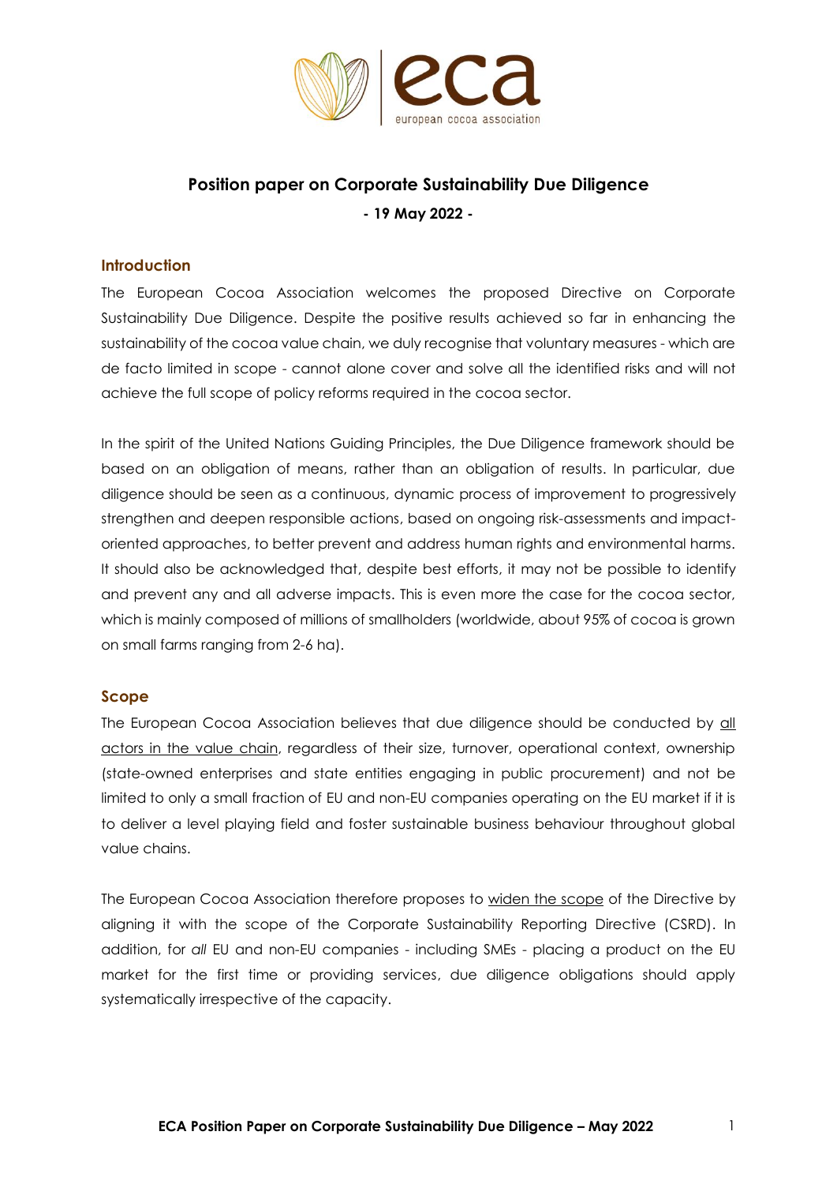# Position paper on Corporate Sustainability Due Diligence

**- 19 May 2022 -**

## Introduction

The European Cocoa Association welcomes the proposed Directive on Corporate Sustainability Due Diligence. Despite the positive results achieved so far in enhancing the sustainability of the cocoa value chain, we duly recognise that voluntary measures - which are de facto limited in scope - cannot alone cover and solve all the identified risks and will not achieve the full scope of policy reforms required in the cocoa sector.

In the spirit of the United Nations Guiding Principles, the Due Diligence framework should be based on an obligation of means, rather than an obligation of results. In particular, due diligence should be seen as a continuous, dynamic process of improvement to progressively strengthen and deepen responsible actions, based on ongoing risk-assessments and impact-oriented approaches, to better prevent and address human rights and environmental harms. It should also be acknowledged that, despite best efforts, it may not be possible to identify and prevent any and all adverse impacts. This is even more the case for the cocoa sector, which is mainly composed of millions of smallholders (worldwide, about 95% of cocoa is grown on small farms ranging from 2-6 ha).

## Scope

The European Cocoa Association believes that due diligence should be conducted by all actors in the value chain, regardless of their size, turnover, operational context, ownership (state-owned enterprises and state entities engaging in public procurement) and not be limited to only a small fraction of EU and non-EU companies operating on the EU market if it is to deliver a level playing field and foster sustainable business behaviour throughout global value chains.

The European Cocoa Association therefore proposes to widen the scope of the Directive by aligning it with the scope of the Corporate Sustainability Reporting Directive (CSRD). In addition, for *all* EU and non-EU companies - including SMEs - placing a product on the EU market for the first time or providing services, due diligence obligations should apply systematically irrespective of the capacity.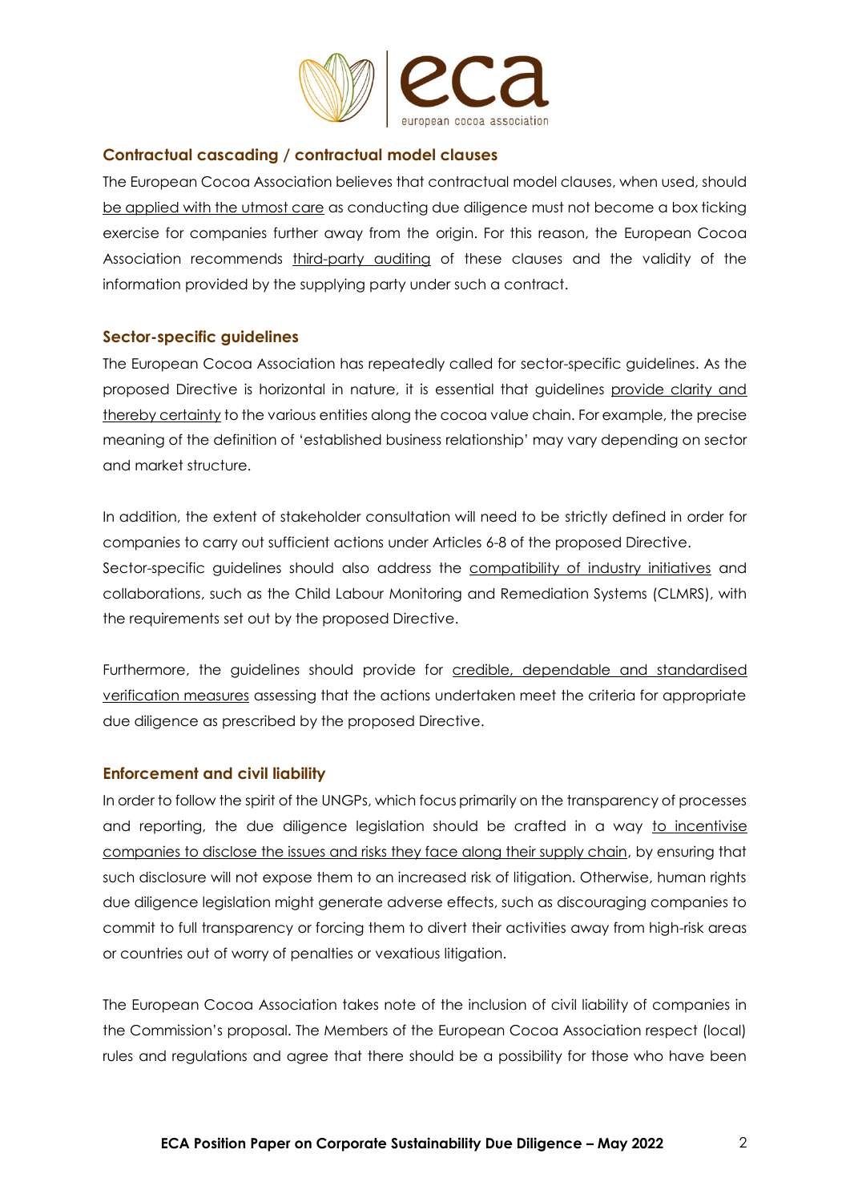## Contractual cascading / contractual model clauses

The European Cocoa Association believes that contractual model clauses, when used, should be applied with the utmost care as conducting due diligence must not become a box ticking exercise for companies further away from the origin. For this reason, the European Cocoa Association recommends third-party auditing of these clauses and the validity of the information provided by the supplying party under such a contract.

## Sector-specific guidelines

The European Cocoa Association has repeatedly called for sector-specific guidelines. As the proposed Directive is horizontal in nature, it is essential that guidelines provide clarity and thereby certainty to the various entities along the cocoa value chain. For example, the precise meaning of the definition of 'established business relationship' may vary depending on sector and market structure.

In addition, the extent of stakeholder consultation will need to be strictly defined in order for companies to carry out sufficient actions under Articles 6-8 of the proposed Directive. Sector-specific guidelines should also address the compatibility of industry initiatives and collaborations, such as the Child Labour Monitoring and Remediation Systems (CLMRS), with the requirements set out by the proposed Directive.

Furthermore, the guidelines should provide for credible, dependable and standardised verification measures assessing that the actions undertaken meet the criteria for appropriate due diligence as prescribed by the proposed Directive.

## Enforcement and civil liability

In order to follow the spirit of the UNGPs, which focus primarily on the transparency of processes and reporting, the due diligence legislation should be crafted in a way to incentivise companies to disclose the issues and risks they face along their supply chain, by ensuring that such disclosure will not expose them to an increased risk of litigation. Otherwise, human rights due diligence legislation might generate adverse effects, such as discouraging companies to commit to full transparency or forcing them to divert their activities away from high-risk areas or countries out of worry of penalties or vexatious litigation.

The European Cocoa Association takes note of the inclusion of civil liability of companies in the Commission's proposal. The Members of the European Cocoa Association respect (local) rules and regulations and agree that there should be a possibility for those who have been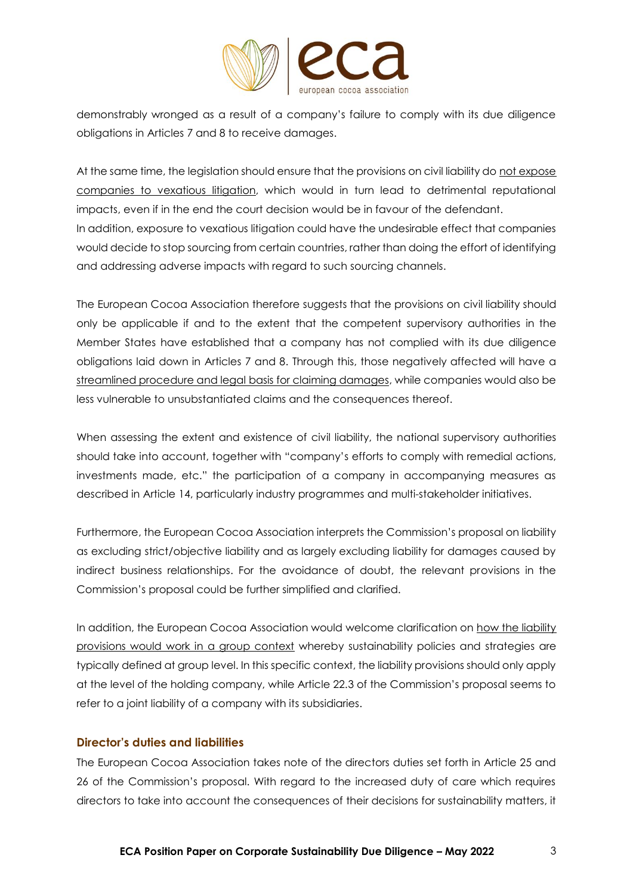demonstrably wronged as a result of a company's failure to comply with its due diligence obligations in Articles 7 and 8 to receive damages.

At the same time, the legislation should ensure that the provisions on civil liability do not expose companies to vexatious litigation, which would in turn lead to detrimental reputational impacts, even if in the end the court decision would be in favour of the defendant.
In addition, exposure to vexatious litigation could have the undesirable effect that companies would decide to stop sourcing from certain countries, rather than doing the effort of identifying and addressing adverse impacts with regard to such sourcing channels.

The European Cocoa Association therefore suggests that the provisions on civil liability should only be applicable if and to the extent that the competent supervisory authorities in the Member States have established that a company has not complied with its due diligence obligations laid down in Articles 7 and 8. Through this, those negatively affected will have a streamlined procedure and legal basis for claiming damages, while companies would also be less vulnerable to unsubstantiated claims and the consequences thereof.

When assessing the extent and existence of civil liability, the national supervisory authorities should take into account, together with "company's efforts to comply with remedial actions, investments made, etc." the participation of a company in accompanying measures as described in Article 14, particularly industry programmes and multi-stakeholder initiatives.

Furthermore, the European Cocoa Association interprets the Commission's proposal on liability as excluding strict/objective liability and as largely excluding liability for damages caused by indirect business relationships. For the avoidance of doubt, the relevant provisions in the Commission's proposal could be further simplified and clarified.

In addition, the European Cocoa Association would welcome clarification on how the liability provisions would work in a group context whereby sustainability policies and strategies are typically defined at group level. In this specific context, the liability provisions should only apply at the level of the holding company, while Article 22.3 of the Commission's proposal seems to refer to a joint liability of a company with its subsidiaries.

### Director's duties and liabilities

The European Cocoa Association takes note of the directors duties set forth in Article 25 and 26 of the Commission's proposal. With regard to the increased duty of care which requires directors to take into account the consequences of their decisions for sustainability matters, it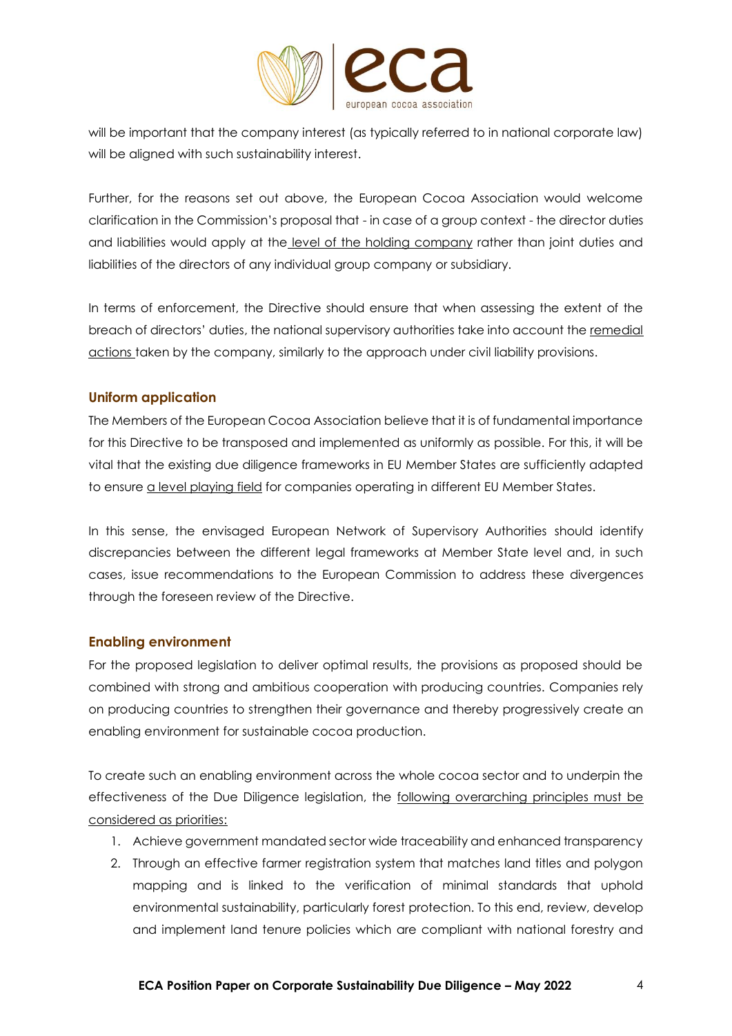will be important that the company interest (as typically referred to in national corporate law) will be aligned with such sustainability interest.

Further, for the reasons set out above, the European Cocoa Association would welcome clarification in the Commission's proposal that - in case of a group context - the director duties and liabilities would apply at the level of the holding company rather than joint duties and liabilities of the directors of any individual group company or subsidiary.

In terms of enforcement, the Directive should ensure that when assessing the extent of the breach of directors' duties, the national supervisory authorities take into account the remedial actions taken by the company, similarly to the approach under civil liability provisions.

## Uniform application

The Members of the European Cocoa Association believe that it is of fundamental importance for this Directive to be transposed and implemented as uniformly as possible. For this, it will be vital that the existing due diligence frameworks in EU Member States are sufficiently adapted to ensure a level playing field for companies operating in different EU Member States.

In this sense, the envisaged European Network of Supervisory Authorities should identify discrepancies between the different legal frameworks at Member State level and, in such cases, issue recommendations to the European Commission to address these divergences through the foreseen review of the Directive.

## Enabling environment

For the proposed legislation to deliver optimal results, the provisions as proposed should be combined with strong and ambitious cooperation with producing countries. Companies rely on producing countries to strengthen their governance and thereby progressively create an enabling environment for sustainable cocoa production.

To create such an enabling environment across the whole cocoa sector and to underpin the effectiveness of the Due Diligence legislation, the following overarching principles must be considered as priorities:

1. Achieve government mandated sector wide traceability and enhanced transparency
2. Through an effective farmer registration system that matches land titles and polygon mapping and is linked to the verification of minimal standards that uphold environmental sustainability, particularly forest protection. To this end, review, develop and implement land tenure policies which are compliant with national forestry and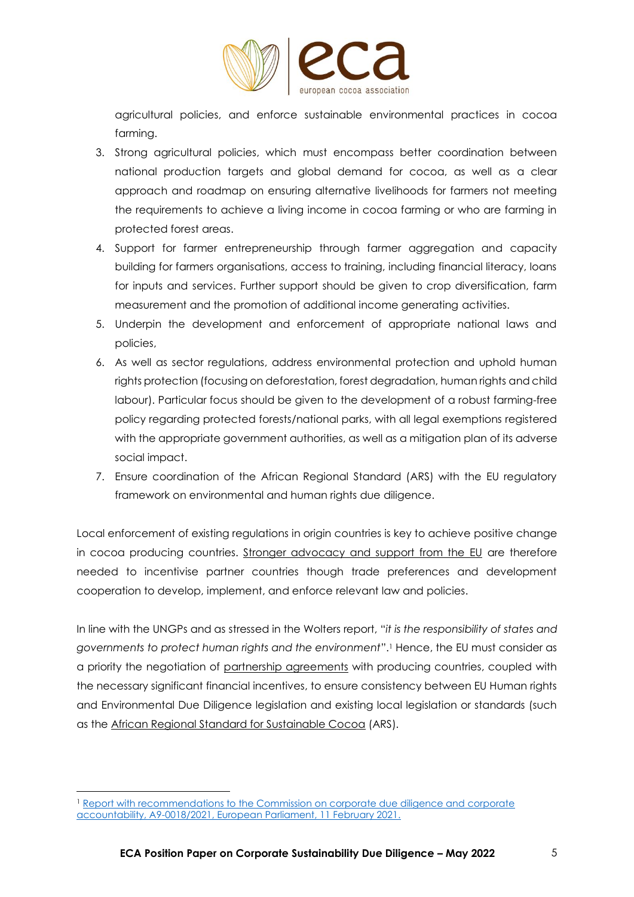agricultural policies, and enforce sustainable environmental practices in cocoa farming.

3. Strong agricultural policies, which must encompass better coordination between national production targets and global demand for cocoa, as well as a clear approach and roadmap on ensuring alternative livelihoods for farmers not meeting the requirements to achieve a living income in cocoa farming or who are farming in protected forest areas.
4. Support for farmer entrepreneurship through farmer aggregation and capacity building for farmers organisations, access to training, including financial literacy, loans for inputs and services. Further support should be given to crop diversification, farm measurement and the promotion of additional income generating activities.
5. Underpin the development and enforcement of appropriate national laws and policies,
6. As well as sector regulations, address environmental protection and uphold human rights protection (focusing on deforestation, forest degradation, human rights and child labour). Particular focus should be given to the development of a robust farming-free policy regarding protected forests/national parks, with all legal exemptions registered with the appropriate government authorities, as well as a mitigation plan of its adverse social impact.
7. Ensure coordination of the African Regional Standard (ARS) with the EU regulatory framework on environmental and human rights due diligence.

Local enforcement of existing regulations in origin countries is key to achieve positive change in cocoa producing countries. Stronger advocacy and support from the EU are therefore needed to incentivise partner countries though trade preferences and development cooperation to develop, implement, and enforce relevant law and policies.

In line with the UNGPs and as stressed in the Wolters report, "*it is the responsibility of states and governments to protect human rights and the environment*".[1] Hence, the EU must consider as a priority the negotiation of partnership agreements with producing countries, coupled with the necessary significant financial incentives, to ensure consistency between EU Human rights and Environmental Due Diligence legislation and existing local legislation or standards (such as the African Regional Standard for Sustainable Cocoa (ARS).

[1] Report with recommendations to the Commission on corporate due diligence and corporate accountability, A9-0018/2021, European Parliament, 11 February 2021.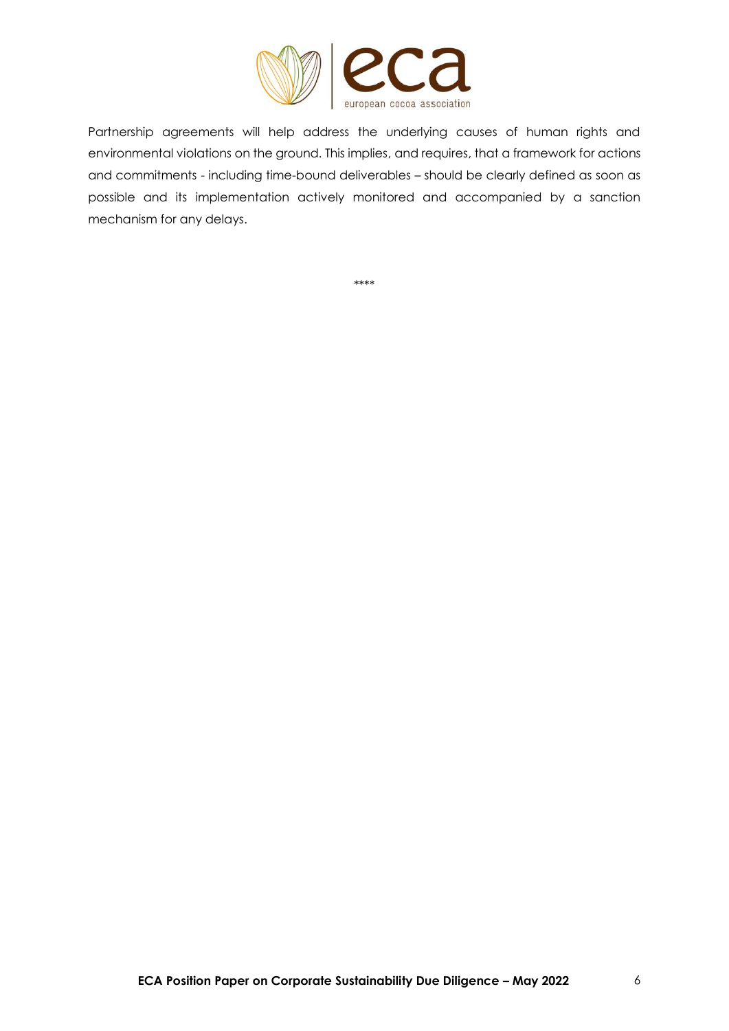Partnership agreements will help address the underlying causes of human rights and environmental violations on the ground. This implies, and requires, that a framework for actions and commitments - including time-bound deliverables – should be clearly defined as soon as possible and its implementation actively monitored and accompanied by a sanction mechanism for any delays.

****